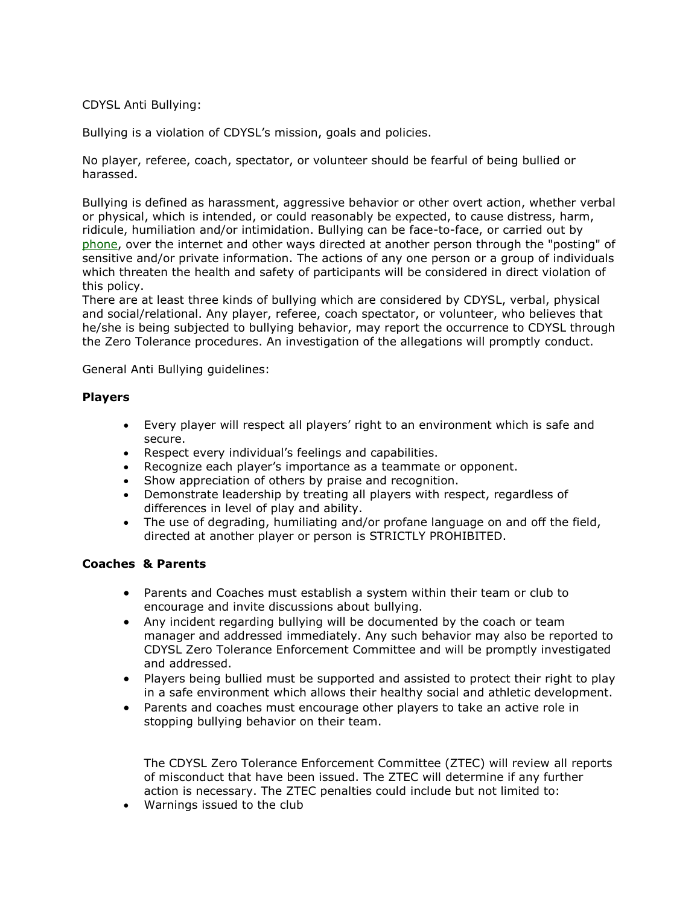CDYSL Anti Bullying:

Bullying is a violation of CDYSL's mission, goals and policies.

No player, referee, coach, spectator, or volunteer should be fearful of being bullied or harassed.

Bullying is defined as harassment, aggressive behavior or other overt action, whether verbal or physical, which is intended, or could reasonably be expected, to cause distress, harm, ridicule, humiliation and/or intimidation. Bullying can be face-to-face, or carried out by phone, over the internet and other ways directed at another person through the "posting" of sensitive and/or private information. The actions of any one person or a group of individuals which threaten the health and safety of participants will be considered in direct violation of this policy.
There are at least three kinds of bullying which are considered by CDYSL, verbal, physical and social/relational. Any player, referee, coach spectator, or volunteer, who believes that he/she is being subjected to bullying behavior, may report the occurrence to CDYSL through the Zero Tolerance procedures. An investigation of the allegations will promptly conduct.

General Anti Bullying guidelines:

**Players**

- Every player will respect all players' right to an environment which is safe and secure.
- Respect every individual's feelings and capabilities.
- Recognize each player's importance as a teammate or opponent.
- Show appreciation of others by praise and recognition.
- Demonstrate leadership by treating all players with respect, regardless of differences in level of play and ability.
- The use of degrading, humiliating and/or profane language on and off the field, directed at another player or person is STRICTLY PROHIBITED.

**Coaches & Parents**

- Parents and Coaches must establish a system within their team or club to encourage and invite discussions about bullying.
- Any incident regarding bullying will be documented by the coach or team manager and addressed immediately. Any such behavior may also be reported to CDYSL Zero Tolerance Enforcement Committee and will be promptly investigated and addressed.
- Players being bullied must be supported and assisted to protect their right to play in a safe environment which allows their healthy social and athletic development.
- Parents and coaches must encourage other players to take an active role in stopping bullying behavior on their team.

The CDYSL Zero Tolerance Enforcement Committee (ZTEC) will review all reports of misconduct that have been issued. The ZTEC will determine if any further action is necessary. The ZTEC penalties could include but not limited to:

- Warnings issued to the club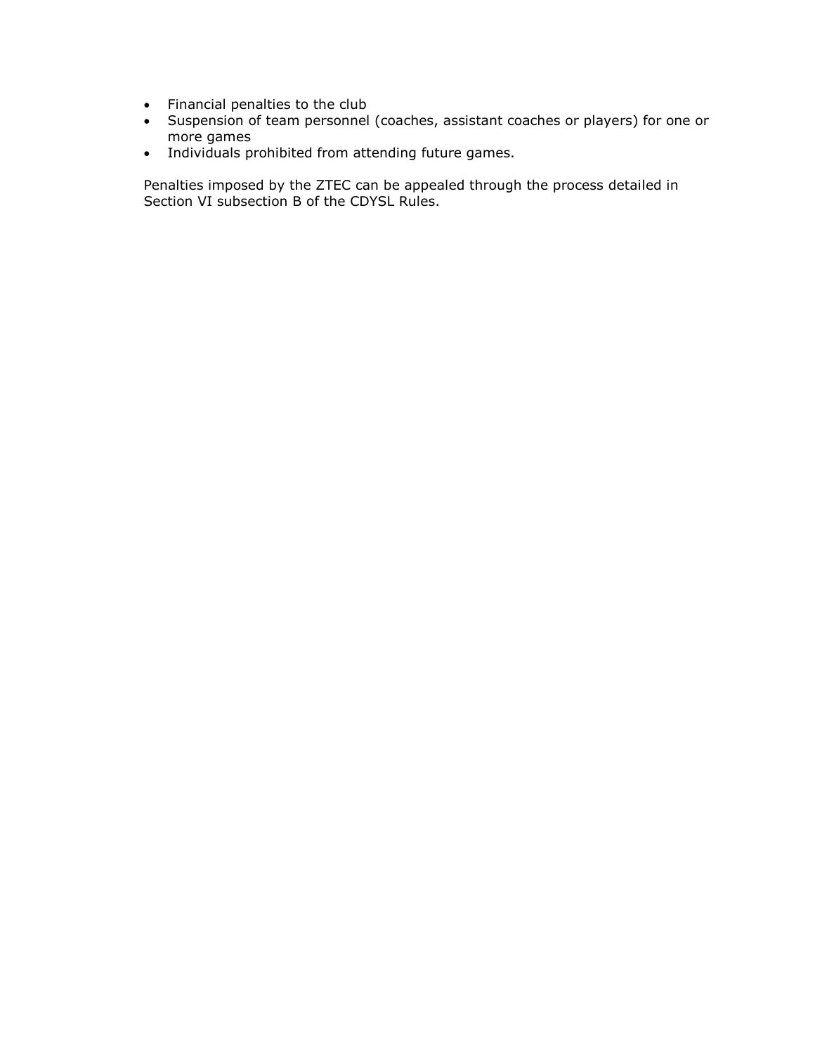- Financial penalties to the club
- Suspension of team personnel (coaches, assistant coaches or players) for one or more games
- Individuals prohibited from attending future games.

Penalties imposed by the ZTEC can be appealed through the process detailed in Section VI subsection B of the CDYSL Rules.